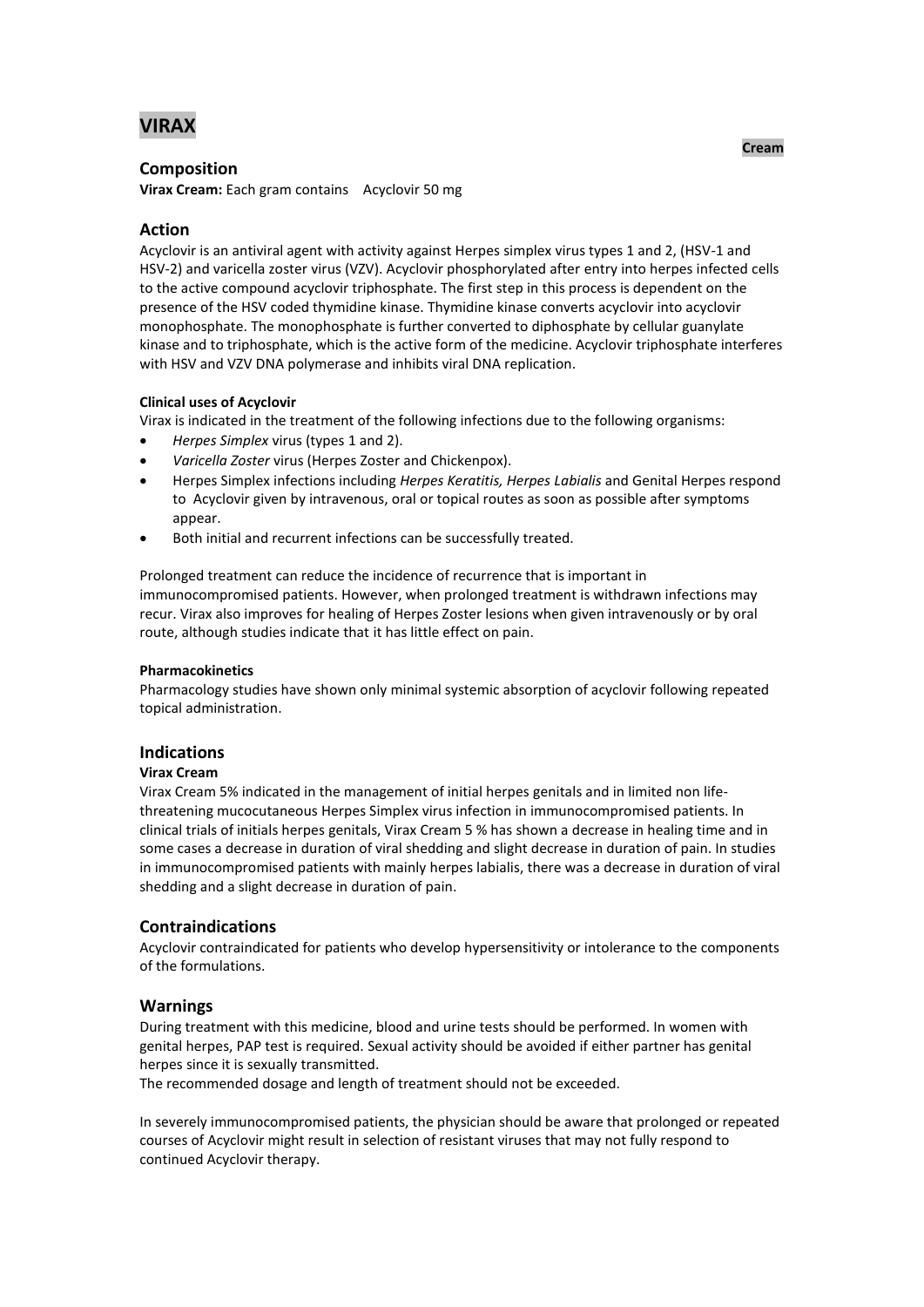# VIRAX

**Cream**

## Composition

**Virax Cream:** Each gram contains Acyclovir 50 mg

## Action

Acyclovir is an antiviral agent with activity against Herpes simplex virus types 1 and 2, (HSV-1 and HSV-2) and varicella zoster virus (VZV). Acyclovir phosphorylated after entry into herpes infected cells to the active compound acyclovir triphosphate. The first step in this process is dependent on the presence of the HSV coded thymidine kinase. Thymidine kinase converts acyclovir into acyclovir monophosphate. The monophosphate is further converted to diphosphate by cellular guanylate kinase and to triphosphate, which is the active form of the medicine. Acyclovir triphosphate interferes with HSV and VZV DNA polymerase and inhibits viral DNA replication.

#### Clinical uses of Acyclovir

Virax is indicated in the treatment of the following infections due to the following organisms:

- *Herpes Simplex* virus (types 1 and 2).
- *Varicella Zoster* virus (Herpes Zoster and Chickenpox).
- Herpes Simplex infections including *Herpes Keratitis, Herpes Labialis* and Genital Herpes respond to Acyclovir given by intravenous, oral or topical routes as soon as possible after symptoms appear.
- Both initial and recurrent infections can be successfully treated.

Prolonged treatment can reduce the incidence of recurrence that is important in immunocompromised patients. However, when prolonged treatment is withdrawn infections may recur. Virax also improves for healing of Herpes Zoster lesions when given intravenously or by oral route, although studies indicate that it has little effect on pain.

#### Pharmacokinetics

Pharmacology studies have shown only minimal systemic absorption of acyclovir following repeated topical administration.

## Indications

#### Virax Cream

Virax Cream 5% indicated in the management of initial herpes genitals and in limited non life-threatening mucocutaneous Herpes Simplex virus infection in immunocompromised patients. In clinical trials of initials herpes genitals, Virax Cream 5 % has shown a decrease in healing time and in some cases a decrease in duration of viral shedding and slight decrease in duration of pain. In studies in immunocompromised patients with mainly herpes labialis, there was a decrease in duration of viral shedding and a slight decrease in duration of pain.

## Contraindications

Acyclovir contraindicated for patients who develop hypersensitivity or intolerance to the components of the formulations.

## Warnings

During treatment with this medicine, blood and urine tests should be performed. In women with genital herpes, PAP test is required. Sexual activity should be avoided if either partner has genital herpes since it is sexually transmitted.
The recommended dosage and length of treatment should not be exceeded.

In severely immunocompromised patients, the physician should be aware that prolonged or repeated courses of Acyclovir might result in selection of resistant viruses that may not fully respond to continued Acyclovir therapy.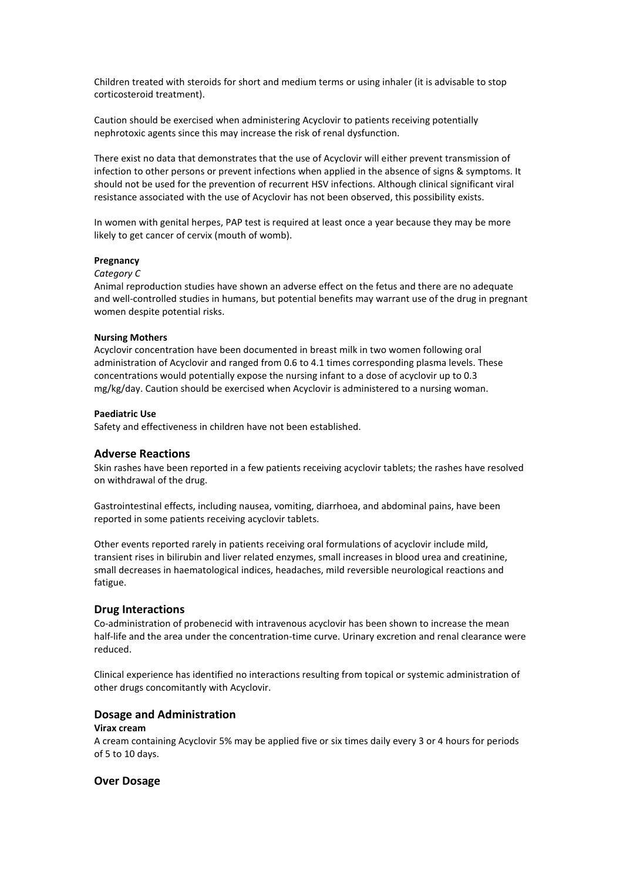Children treated with steroids for short and medium terms or using inhaler (it is advisable to stop corticosteroid treatment).

Caution should be exercised when administering Acyclovir to patients receiving potentially nephrotoxic agents since this may increase the risk of renal dysfunction.

There exist no data that demonstrates that the use of Acyclovir will either prevent transmission of infection to other persons or prevent infections when applied in the absence of signs & symptoms. It should not be used for the prevention of recurrent HSV infections. Although clinical significant viral resistance associated with the use of Acyclovir has not been observed, this possibility exists.

In women with genital herpes, PAP test is required at least once a year because they may be more likely to get cancer of cervix (mouth of womb).

**Pregnancy**

*Category C*

Animal reproduction studies have shown an adverse effect on the fetus and there are no adequate and well-controlled studies in humans, but potential benefits may warrant use of the drug in pregnant women despite potential risks.

**Nursing Mothers**

Acyclovir concentration have been documented in breast milk in two women following oral administration of Acyclovir and ranged from 0.6 to 4.1 times corresponding plasma levels. These concentrations would potentially expose the nursing infant to a dose of acyclovir up to 0.3 mg/kg/day. Caution should be exercised when Acyclovir is administered to a nursing woman.

**Paediatric Use**

Safety and effectiveness in children have not been established.

## Adverse Reactions

Skin rashes have been reported in a few patients receiving acyclovir tablets; the rashes have resolved on withdrawal of the drug.

Gastrointestinal effects, including nausea, vomiting, diarrhoea, and abdominal pains, have been reported in some patients receiving acyclovir tablets.

Other events reported rarely in patients receiving oral formulations of acyclovir include mild, transient rises in bilirubin and liver related enzymes, small increases in blood urea and creatinine, small decreases in haematological indices, headaches, mild reversible neurological reactions and fatigue.

## Drug Interactions

Co-administration of probenecid with intravenous acyclovir has been shown to increase the mean half-life and the area under the concentration-time curve. Urinary excretion and renal clearance were reduced.

Clinical experience has identified no interactions resulting from topical or systemic administration of other drugs concomitantly with Acyclovir.

## Dosage and Administration

**Virax cream**

A cream containing Acyclovir 5% may be applied five or six times daily every 3 or 4 hours for periods of 5 to 10 days.

## Over Dosage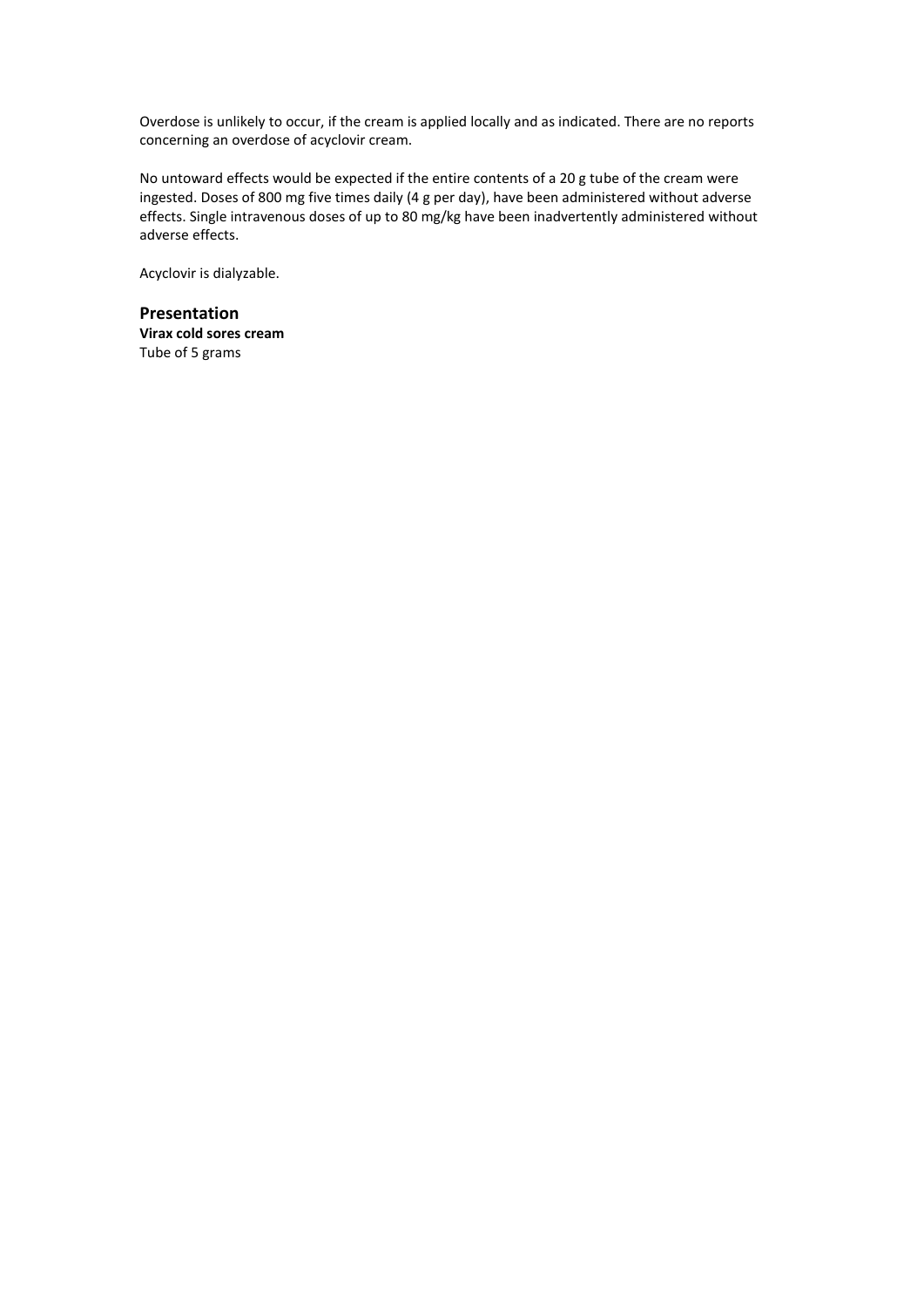Overdose is unlikely to occur, if the cream is applied locally and as indicated. There are no reports concerning an overdose of acyclovir cream.

No untoward effects would be expected if the entire contents of a 20 g tube of the cream were ingested. Doses of 800 mg five times daily (4 g per day), have been administered without adverse effects. Single intravenous doses of up to 80 mg/kg have been inadvertently administered without adverse effects.

Acyclovir is dialyzable.

## Presentation

**Virax cold sores cream**
Tube of 5 grams